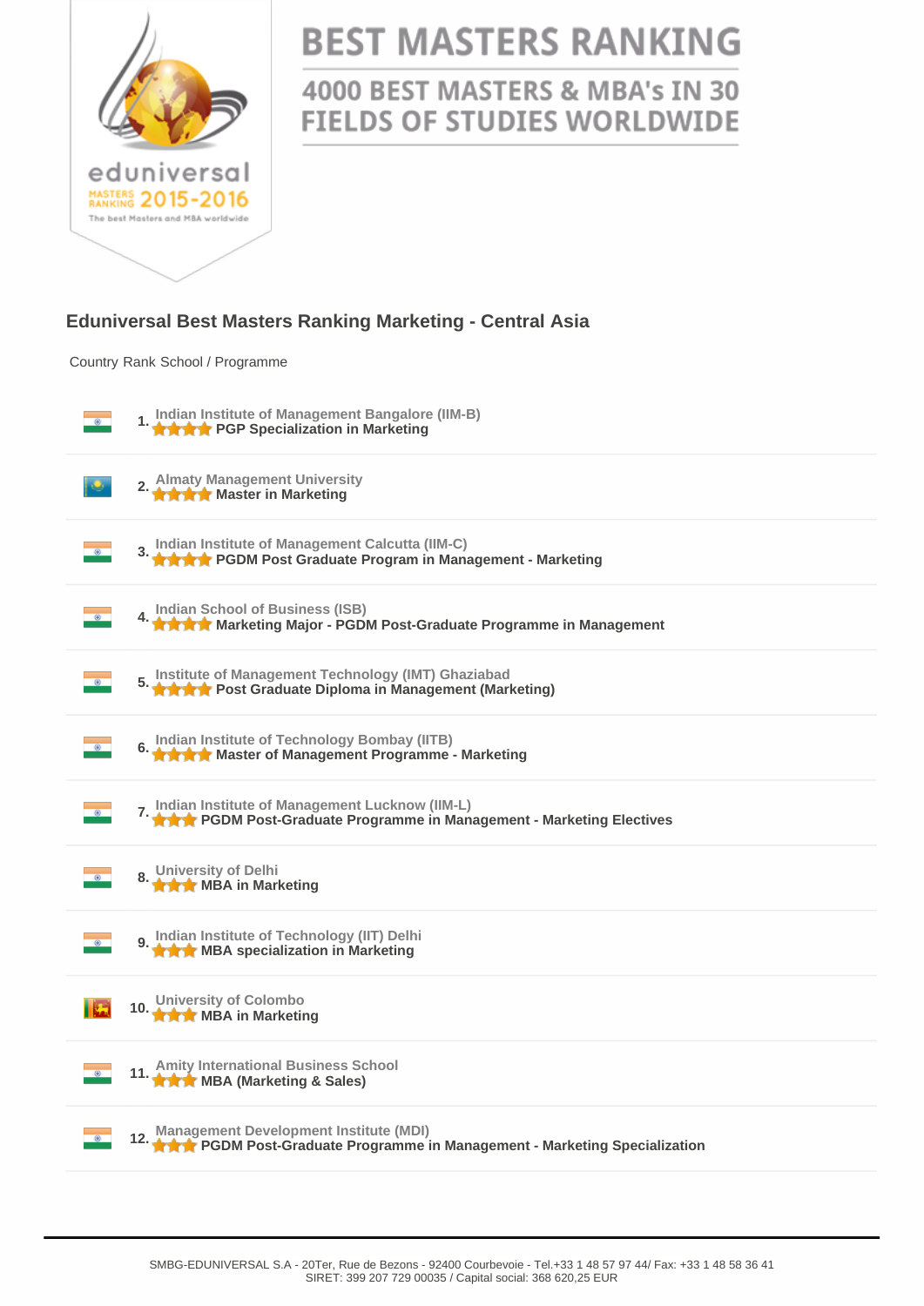# BEST MASTERS RANKING

## 4000 BEST MASTERS & MBA's IN 30 FIELDS OF STUDIES WORLDWIDE

eduniversal MASTERS RANKING 2015-2016 The best Masters and MBA worldwide

### Eduniversal Best Masters Ranking Marketing - Central Asia

| Country | Rank | School / Programme |
|---|---|---|
| India | 1. | Indian Institute of Management Bangalore (IIM-B) ★★★★ PGP Specialization in Marketing |
| Kazakhstan | 2. | Almaty Management University ★★★★ Master in Marketing |
| India | 3. | Indian Institute of Management Calcutta (IIM-C) ★★★★ PGDM Post Graduate Program in Management - Marketing |
| India | 4. | Indian School of Business (ISB) ★★★★ Marketing Major - PGDM Post-Graduate Programme in Management |
| India | 5. | Institute of Management Technology (IMT) Ghaziabad ★★★★ Post Graduate Diploma in Management (Marketing) |
| India | 6. | Indian Institute of Technology Bombay (IITB) ★★★★ Master of Management Programme - Marketing |
| India | 7. | Indian Institute of Management Lucknow (IIM-L) ★★★ PGDM Post-Graduate Programme in Management - Marketing Electives |
| India | 8. | University of Delhi ★★★ MBA in Marketing |
| India | 9. | Indian Institute of Technology (IIT) Delhi ★★★ MBA specialization in Marketing |
| Sri Lanka | 10. | University of Colombo ★★★ MBA in Marketing |
| India | 11. | Amity International Business School ★★★ MBA (Marketing & Sales) |
| India | 12. | Management Development Institute (MDI) ★★★ PGDM Post-Graduate Programme in Management - Marketing Specialization |

SMBG-EDUNIVERSAL S.A - 20Ter, Rue de Bezons - 92400 Courbevoie - Tel.+33 1 48 57 97 44/ Fax: +33 1 48 58 36 41
SIRET: 399 207 729 00035 / Capital social: 368 620,25 EUR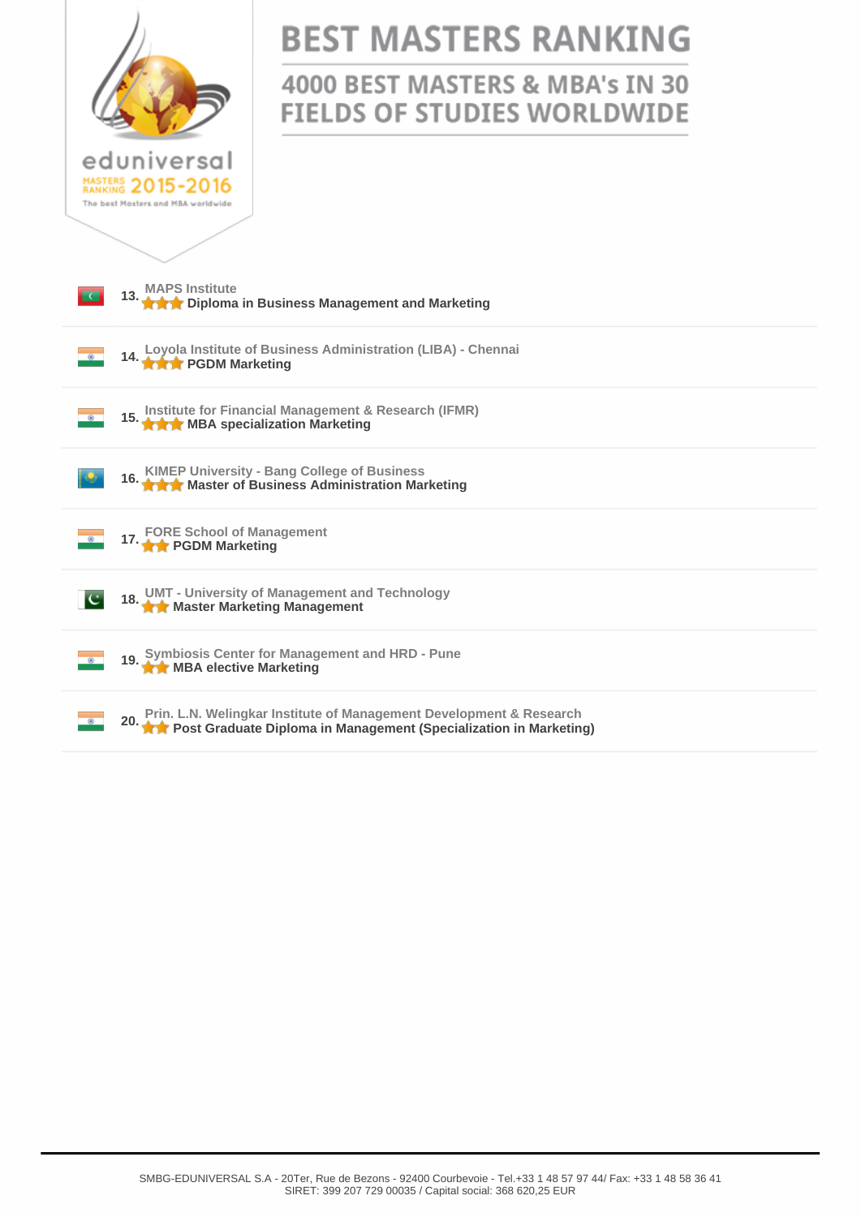# BEST MASTERS RANKING

## 4000 BEST MASTERS & MBA's IN 30 FIELDS OF STUDIES WORLDWIDE

eduniversal MASTERS RANKING 2015-2016
The best Masters and MBA worldwide

13. MAPS Institute
★★★ **Diploma in Business Management and Marketing**

14. Loyola Institute of Business Administration (LIBA) - Chennai
★★★ **PGDM Marketing**

15. Institute for Financial Management & Research (IFMR)
★★★ **MBA specialization Marketing**

16. KIMEP University - Bang College of Business
★★★ **Master of Business Administration Marketing**

17. FORE School of Management
★★ **PGDM Marketing**

18. UMT - University of Management and Technology
★★ **Master Marketing Management**

19. Symbiosis Center for Management and HRD - Pune
★★ **MBA elective Marketing**

20. Prin. L.N. Welingkar Institute of Management Development & Research
★★ **Post Graduate Diploma in Management (Specialization in Marketing)**

SMBG-EDUNIVERSAL S.A - 20Ter, Rue de Bezons - 92400 Courbevoie - Tel.+33 1 48 57 97 44/ Fax: +33 1 48 58 36 41
SIRET: 399 207 729 00035 / Capital social: 368 620,25 EUR